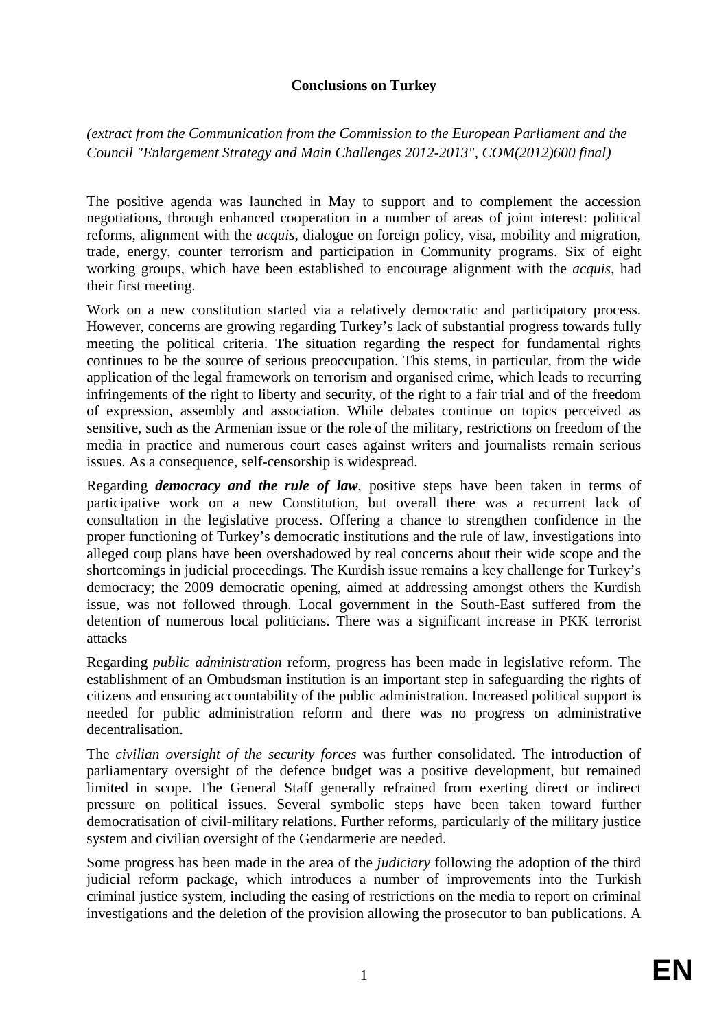# Conclusions on Turkey

*(extract from the Communication from the Commission to the European Parliament and the Council "Enlargement Strategy and Main Challenges 2012-2013", COM(2012)600 final)*

The positive agenda was launched in May to support and to complement the accession negotiations, through enhanced cooperation in a number of areas of joint interest: political reforms, alignment with the *acquis*, dialogue on foreign policy, visa, mobility and migration, trade, energy, counter terrorism and participation in Community programs. Six of eight working groups, which have been established to encourage alignment with the *acquis*, had their first meeting.

Work on a new constitution started via a relatively democratic and participatory process. However, concerns are growing regarding Turkey's lack of substantial progress towards fully meeting the political criteria. The situation regarding the respect for fundamental rights continues to be the source of serious preoccupation. This stems, in particular, from the wide application of the legal framework on terrorism and organised crime, which leads to recurring infringements of the right to liberty and security, of the right to a fair trial and of the freedom of expression, assembly and association. While debates continue on topics perceived as sensitive, such as the Armenian issue or the role of the military, restrictions on freedom of the media in practice and numerous court cases against writers and journalists remain serious issues. As a consequence, self-censorship is widespread.

Regarding ***democracy and the rule of law***, positive steps have been taken in terms of participative work on a new Constitution, but overall there was a recurrent lack of consultation in the legislative process. Offering a chance to strengthen confidence in the proper functioning of Turkey's democratic institutions and the rule of law, investigations into alleged coup plans have been overshadowed by real concerns about their wide scope and the shortcomings in judicial proceedings. The Kurdish issue remains a key challenge for Turkey's democracy; the 2009 democratic opening, aimed at addressing amongst others the Kurdish issue, was not followed through. Local government in the South-East suffered from the detention of numerous local politicians. There was a significant increase in PKK terrorist attacks

Regarding *public administration* reform, progress has been made in legislative reform. The establishment of an Ombudsman institution is an important step in safeguarding the rights of citizens and ensuring accountability of the public administration. Increased political support is needed for public administration reform and there was no progress on administrative decentralisation.

The *civilian oversight of the security forces* was further consolidated. The introduction of parliamentary oversight of the defence budget was a positive development, but remained limited in scope. The General Staff generally refrained from exerting direct or indirect pressure on political issues. Several symbolic steps have been taken toward further democratisation of civil-military relations. Further reforms, particularly of the military justice system and civilian oversight of the Gendarmerie are needed.

Some progress has been made in the area of the *judiciary* following the adoption of the third judicial reform package, which introduces a number of improvements into the Turkish criminal justice system, including the easing of restrictions on the media to report on criminal investigations and the deletion of the provision allowing the prosecutor to ban publications. A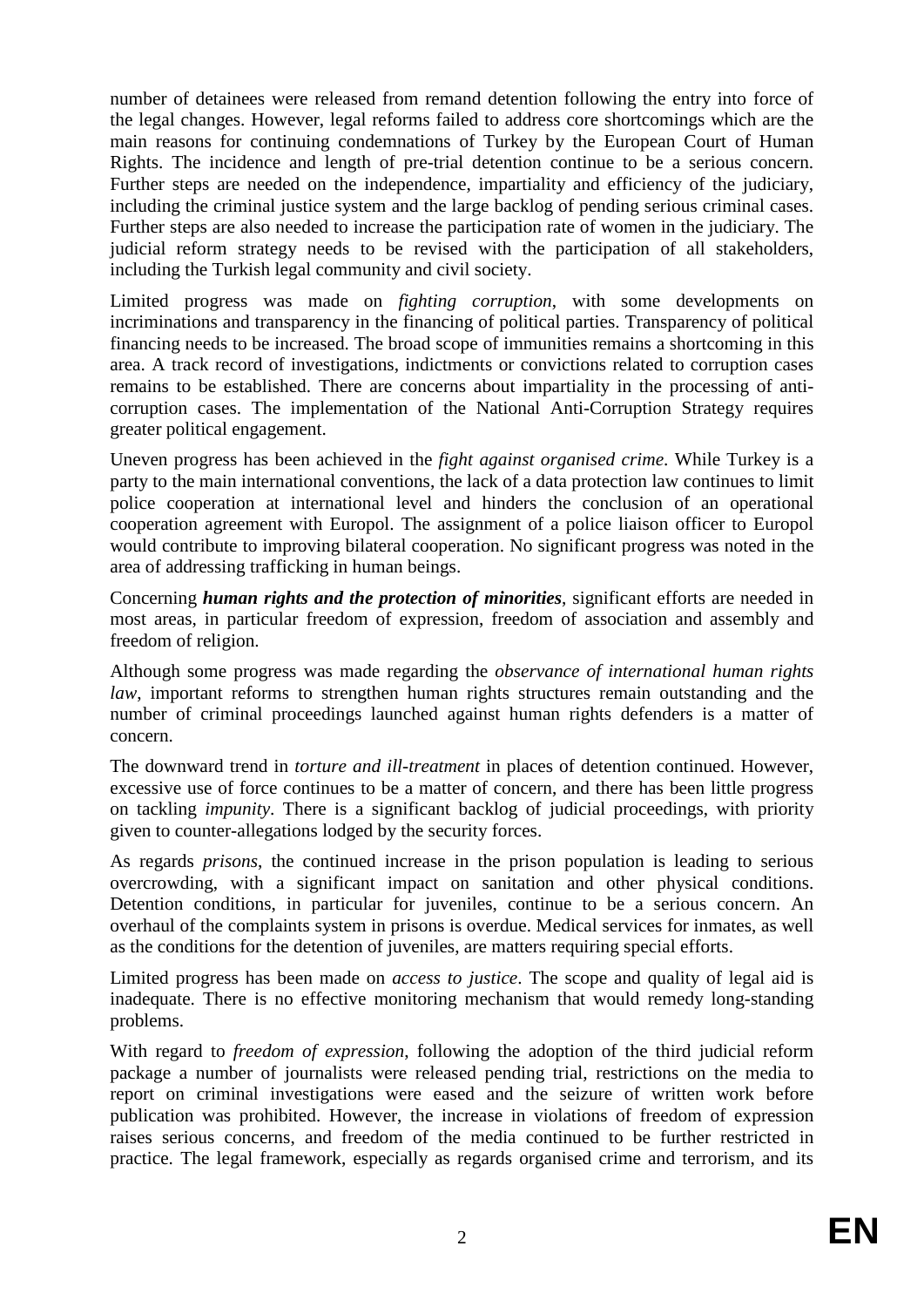number of detainees were released from remand detention following the entry into force of the legal changes. However, legal reforms failed to address core shortcomings which are the main reasons for continuing condemnations of Turkey by the European Court of Human Rights. The incidence and length of pre-trial detention continue to be a serious concern. Further steps are needed on the independence, impartiality and efficiency of the judiciary, including the criminal justice system and the large backlog of pending serious criminal cases. Further steps are also needed to increase the participation rate of women in the judiciary. The judicial reform strategy needs to be revised with the participation of all stakeholders, including the Turkish legal community and civil society.

Limited progress was made on *fighting corruption*, with some developments on incriminations and transparency in the financing of political parties. Transparency of political financing needs to be increased. The broad scope of immunities remains a shortcoming in this area. A track record of investigations, indictments or convictions related to corruption cases remains to be established. There are concerns about impartiality in the processing of anti-corruption cases. The implementation of the National Anti-Corruption Strategy requires greater political engagement.

Uneven progress has been achieved in the *fight against organised crime*. While Turkey is a party to the main international conventions, the lack of a data protection law continues to limit police cooperation at international level and hinders the conclusion of an operational cooperation agreement with Europol. The assignment of a police liaison officer to Europol would contribute to improving bilateral cooperation. No significant progress was noted in the area of addressing trafficking in human beings.

Concerning ***human rights and the protection of minorities***, significant efforts are needed in most areas, in particular freedom of expression, freedom of association and assembly and freedom of religion.

Although some progress was made regarding the *observance of international human rights law*, important reforms to strengthen human rights structures remain outstanding and the number of criminal proceedings launched against human rights defenders is a matter of concern.

The downward trend in *torture and ill-treatment* in places of detention continued. However, excessive use of force continues to be a matter of concern, and there has been little progress on tackling *impunity*. There is a significant backlog of judicial proceedings, with priority given to counter-allegations lodged by the security forces.

As regards *prisons*, the continued increase in the prison population is leading to serious overcrowding, with a significant impact on sanitation and other physical conditions. Detention conditions, in particular for juveniles, continue to be a serious concern. An overhaul of the complaints system in prisons is overdue. Medical services for inmates, as well as the conditions for the detention of juveniles, are matters requiring special efforts.

Limited progress has been made on *access to justice*. The scope and quality of legal aid is inadequate. There is no effective monitoring mechanism that would remedy long-standing problems.

With regard to *freedom of expression*, following the adoption of the third judicial reform package a number of journalists were released pending trial, restrictions on the media to report on criminal investigations were eased and the seizure of written work before publication was prohibited. However, the increase in violations of freedom of expression raises serious concerns, and freedom of the media continued to be further restricted in practice. The legal framework, especially as regards organised crime and terrorism, and its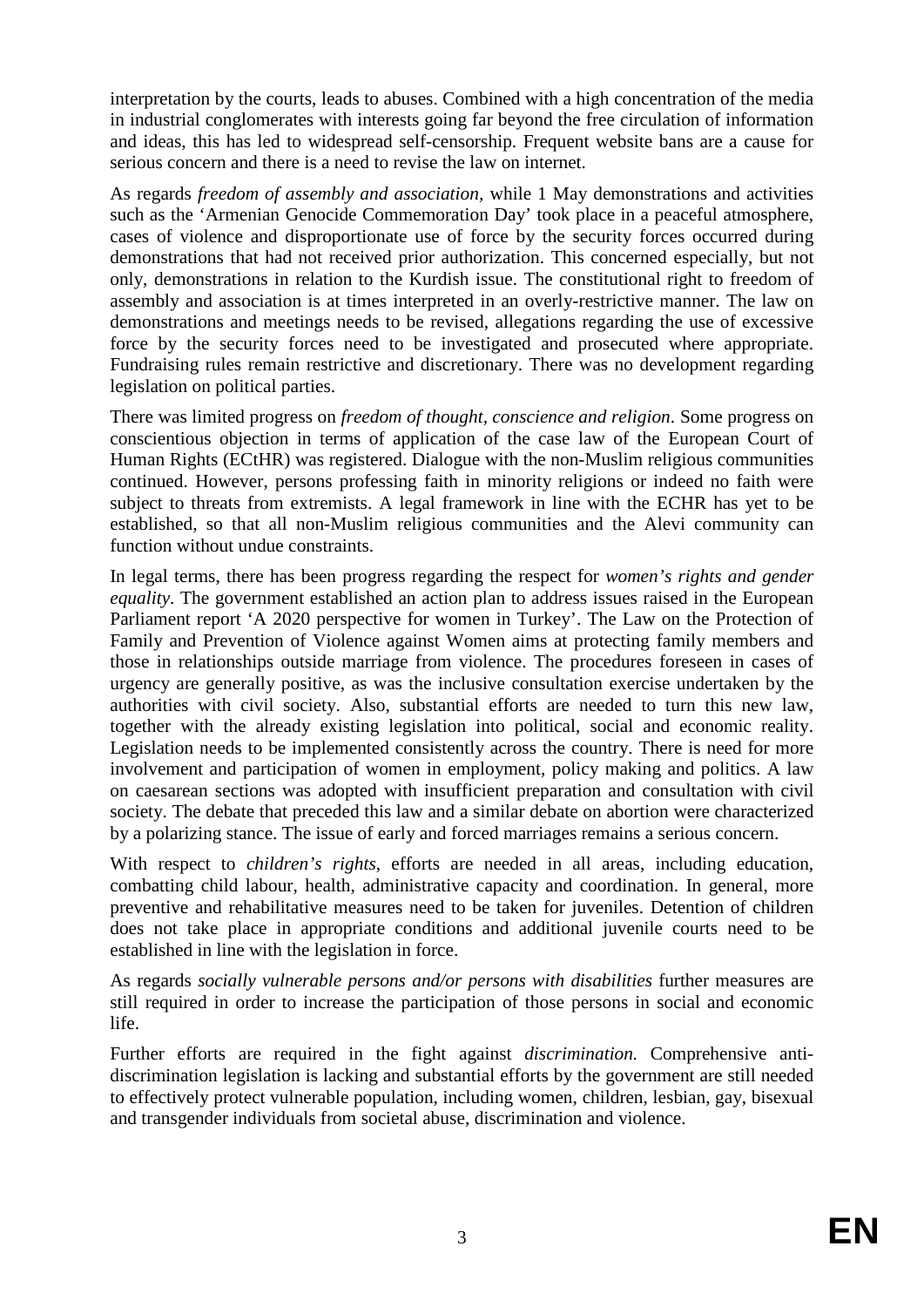interpretation by the courts, leads to abuses. Combined with a high concentration of the media in industrial conglomerates with interests going far beyond the free circulation of information and ideas, this has led to widespread self-censorship. Frequent website bans are a cause for serious concern and there is a need to revise the law on internet.

As regards *freedom of assembly and association,* while 1 May demonstrations and activities such as the 'Armenian Genocide Commemoration Day' took place in a peaceful atmosphere, cases of violence and disproportionate use of force by the security forces occurred during demonstrations that had not received prior authorization. This concerned especially, but not only, demonstrations in relation to the Kurdish issue. The constitutional right to freedom of assembly and association is at times interpreted in an overly-restrictive manner. The law on demonstrations and meetings needs to be revised, allegations regarding the use of excessive force by the security forces need to be investigated and prosecuted where appropriate. Fundraising rules remain restrictive and discretionary. There was no development regarding legislation on political parties.

There was limited progress on *freedom of thought, conscience and religion*. Some progress on conscientious objection in terms of application of the case law of the European Court of Human Rights (ECtHR) was registered. Dialogue with the non-Muslim religious communities continued. However, persons professing faith in minority religions or indeed no faith were subject to threats from extremists. A legal framework in line with the ECHR has yet to be established, so that all non-Muslim religious communities and the Alevi community can function without undue constraints.

In legal terms, there has been progress regarding the respect for *women's rights and gender equality*. The government established an action plan to address issues raised in the European Parliament report 'A 2020 perspective for women in Turkey'. The Law on the Protection of Family and Prevention of Violence against Women aims at protecting family members and those in relationships outside marriage from violence. The procedures foreseen in cases of urgency are generally positive, as was the inclusive consultation exercise undertaken by the authorities with civil society. Also, substantial efforts are needed to turn this new law, together with the already existing legislation into political, social and economic reality. Legislation needs to be implemented consistently across the country. There is need for more involvement and participation of women in employment, policy making and politics. A law on caesarean sections was adopted with insufficient preparation and consultation with civil society. The debate that preceded this law and a similar debate on abortion were characterized by a polarizing stance. The issue of early and forced marriages remains a serious concern.

With respect to *children's rights*, efforts are needed in all areas, including education, combatting child labour, health, administrative capacity and coordination. In general, more preventive and rehabilitative measures need to be taken for juveniles. Detention of children does not take place in appropriate conditions and additional juvenile courts need to be established in line with the legislation in force.

As regards *socially vulnerable persons and/or persons with disabilities* further measures are still required in order to increase the participation of those persons in social and economic life.

Further efforts are required in the fight against *discrimination.* Comprehensive anti-discrimination legislation is lacking and substantial efforts by the government are still needed to effectively protect vulnerable population, including women, children, lesbian, gay, bisexual and transgender individuals from societal abuse, discrimination and violence.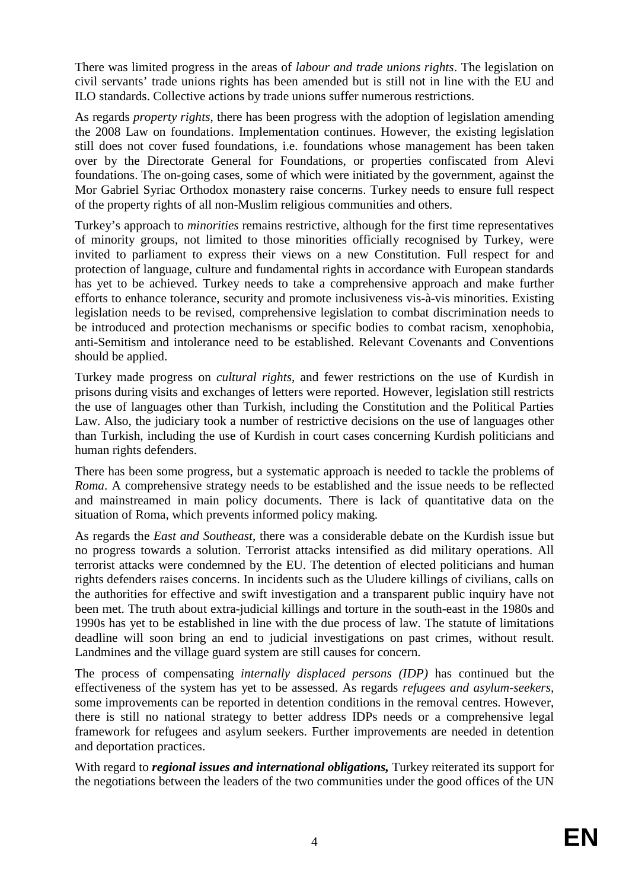There was limited progress in the areas of *labour and trade unions rights*. The legislation on civil servants' trade unions rights has been amended but is still not in line with the EU and ILO standards. Collective actions by trade unions suffer numerous restrictions.

As regards *property rights*, there has been progress with the adoption of legislation amending the 2008 Law on foundations. Implementation continues. However, the existing legislation still does not cover fused foundations, i.e. foundations whose management has been taken over by the Directorate General for Foundations, or properties confiscated from Alevi foundations. The on-going cases, some of which were initiated by the government, against the Mor Gabriel Syriac Orthodox monastery raise concerns. Turkey needs to ensure full respect of the property rights of all non-Muslim religious communities and others.

Turkey's approach to *minorities* remains restrictive, although for the first time representatives of minority groups, not limited to those minorities officially recognised by Turkey, were invited to parliament to express their views on a new Constitution. Full respect for and protection of language, culture and fundamental rights in accordance with European standards has yet to be achieved. Turkey needs to take a comprehensive approach and make further efforts to enhance tolerance, security and promote inclusiveness vis-à-vis minorities. Existing legislation needs to be revised, comprehensive legislation to combat discrimination needs to be introduced and protection mechanisms or specific bodies to combat racism, xenophobia, anti-Semitism and intolerance need to be established. Relevant Covenants and Conventions should be applied.

Turkey made progress on *cultural rights*, and fewer restrictions on the use of Kurdish in prisons during visits and exchanges of letters were reported. However, legislation still restricts the use of languages other than Turkish, including the Constitution and the Political Parties Law. Also, the judiciary took a number of restrictive decisions on the use of languages other than Turkish, including the use of Kurdish in court cases concerning Kurdish politicians and human rights defenders.

There has been some progress, but a systematic approach is needed to tackle the problems of *Roma*. A comprehensive strategy needs to be established and the issue needs to be reflected and mainstreamed in main policy documents. There is lack of quantitative data on the situation of Roma, which prevents informed policy making.

As regards the *East and Southeast*, there was a considerable debate on the Kurdish issue but no progress towards a solution. Terrorist attacks intensified as did military operations. All terrorist attacks were condemned by the EU. The detention of elected politicians and human rights defenders raises concerns. In incidents such as the Uludere killings of civilians, calls on the authorities for effective and swift investigation and a transparent public inquiry have not been met. The truth about extra-judicial killings and torture in the south-east in the 1980s and 1990s has yet to be established in line with the due process of law. The statute of limitations deadline will soon bring an end to judicial investigations on past crimes, without result. Landmines and the village guard system are still causes for concern.

The process of compensating *internally displaced persons (IDP)* has continued but the effectiveness of the system has yet to be assessed. As regards *refugees and asylum-seekers*, some improvements can be reported in detention conditions in the removal centres. However, there is still no national strategy to better address IDPs needs or a comprehensive legal framework for refugees and asylum seekers. Further improvements are needed in detention and deportation practices.

With regard to ***regional issues and international obligations,*** Turkey reiterated its support for the negotiations between the leaders of the two communities under the good offices of the UN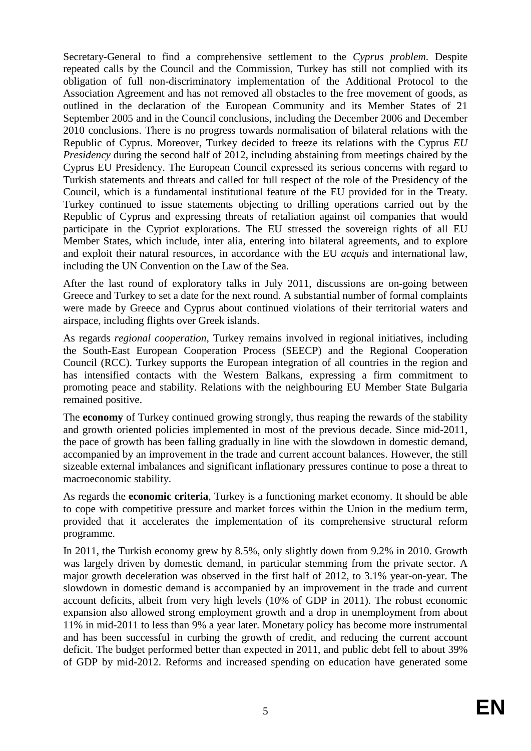Secretary-General to find a comprehensive settlement to the *Cyprus problem*. Despite repeated calls by the Council and the Commission, Turkey has still not complied with its obligation of full non-discriminatory implementation of the Additional Protocol to the Association Agreement and has not removed all obstacles to the free movement of goods, as outlined in the declaration of the European Community and its Member States of 21 September 2005 and in the Council conclusions, including the December 2006 and December 2010 conclusions. There is no progress towards normalisation of bilateral relations with the Republic of Cyprus. Moreover, Turkey decided to freeze its relations with the Cyprus *EU Presidency* during the second half of 2012, including abstaining from meetings chaired by the Cyprus EU Presidency. The European Council expressed its serious concerns with regard to Turkish statements and threats and called for full respect of the role of the Presidency of the Council, which is a fundamental institutional feature of the EU provided for in the Treaty. Turkey continued to issue statements objecting to drilling operations carried out by the Republic of Cyprus and expressing threats of retaliation against oil companies that would participate in the Cypriot explorations. The EU stressed the sovereign rights of all EU Member States, which include, inter alia, entering into bilateral agreements, and to explore and exploit their natural resources, in accordance with the EU *acquis* and international law, including the UN Convention on the Law of the Sea.

After the last round of exploratory talks in July 2011, discussions are on-going between Greece and Turkey to set a date for the next round. A substantial number of formal complaints were made by Greece and Cyprus about continued violations of their territorial waters and airspace, including flights over Greek islands.

As regards *regional cooperation*, Turkey remains involved in regional initiatives, including the South-East European Cooperation Process (SEECP) and the Regional Cooperation Council (RCC). Turkey supports the European integration of all countries in the region and has intensified contacts with the Western Balkans, expressing a firm commitment to promoting peace and stability. Relations with the neighbouring EU Member State Bulgaria remained positive.

The **economy** of Turkey continued growing strongly, thus reaping the rewards of the stability and growth oriented policies implemented in most of the previous decade. Since mid-2011, the pace of growth has been falling gradually in line with the slowdown in domestic demand, accompanied by an improvement in the trade and current account balances. However, the still sizeable external imbalances and significant inflationary pressures continue to pose a threat to macroeconomic stability.

As regards the **economic criteria**, Turkey is a functioning market economy. It should be able to cope with competitive pressure and market forces within the Union in the medium term, provided that it accelerates the implementation of its comprehensive structural reform programme.

In 2011, the Turkish economy grew by 8.5%, only slightly down from 9.2% in 2010. Growth was largely driven by domestic demand, in particular stemming from the private sector. A major growth deceleration was observed in the first half of 2012, to 3.1% year-on-year. The slowdown in domestic demand is accompanied by an improvement in the trade and current account deficits, albeit from very high levels (10% of GDP in 2011). The robust economic expansion also allowed strong employment growth and a drop in unemployment from about 11% in mid-2011 to less than 9% a year later. Monetary policy has become more instrumental and has been successful in curbing the growth of credit, and reducing the current account deficit. The budget performed better than expected in 2011, and public debt fell to about 39% of GDP by mid-2012. Reforms and increased spending on education have generated some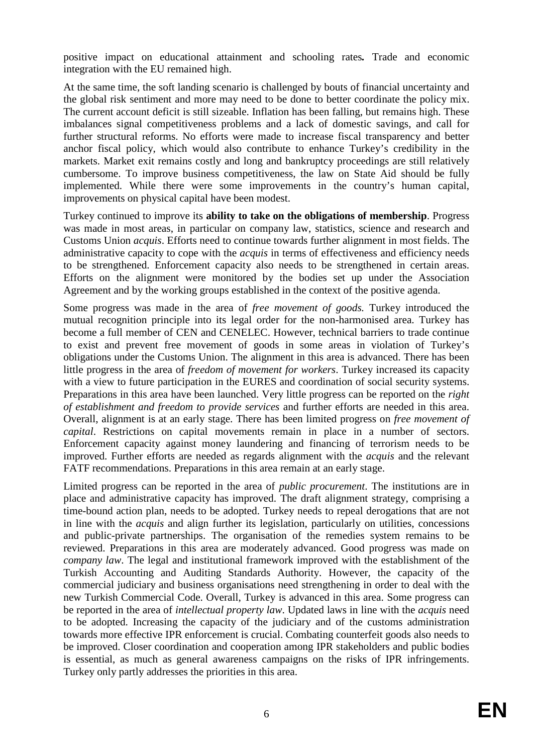positive impact on educational attainment and schooling rates**.** Trade and economic integration with the EU remained high.

At the same time, the soft landing scenario is challenged by bouts of financial uncertainty and the global risk sentiment and more may need to be done to better coordinate the policy mix. The current account deficit is still sizeable. Inflation has been falling, but remains high. These imbalances signal competitiveness problems and a lack of domestic savings, and call for further structural reforms. No efforts were made to increase fiscal transparency and better anchor fiscal policy, which would also contribute to enhance Turkey's credibility in the markets. Market exit remains costly and long and bankruptcy proceedings are still relatively cumbersome. To improve business competitiveness, the law on State Aid should be fully implemented. While there were some improvements in the country's human capital, improvements on physical capital have been modest.

Turkey continued to improve its **ability to take on the obligations of membership**. Progress was made in most areas, in particular on company law, statistics, science and research and Customs Union *acquis*. Efforts need to continue towards further alignment in most fields. The administrative capacity to cope with the *acquis* in terms of effectiveness and efficiency needs to be strengthened. Enforcement capacity also needs to be strengthened in certain areas. Efforts on the alignment were monitored by the bodies set up under the Association Agreement and by the working groups established in the context of the positive agenda.

Some progress was made in the area of *free movement of goods.* Turkey introduced the mutual recognition principle into its legal order for the non-harmonised area. Turkey has become a full member of CEN and CENELEC. However, technical barriers to trade continue to exist and prevent free movement of goods in some areas in violation of Turkey's obligations under the Customs Union. The alignment in this area is advanced. There has been little progress in the area of *freedom of movement for workers*. Turkey increased its capacity with a view to future participation in the EURES and coordination of social security systems. Preparations in this area have been launched. Very little progress can be reported on the *right of establishment and freedom to provide services* and further efforts are needed in this area. Overall, alignment is at an early stage. There has been limited progress on *free movement of capital*. Restrictions on capital movements remain in place in a number of sectors. Enforcement capacity against money laundering and financing of terrorism needs to be improved. Further efforts are needed as regards alignment with the *acquis* and the relevant FATF recommendations. Preparations in this area remain at an early stage.

Limited progress can be reported in the area of *public procurement*. The institutions are in place and administrative capacity has improved. The draft alignment strategy, comprising a time-bound action plan, needs to be adopted. Turkey needs to repeal derogations that are not in line with the *acquis* and align further its legislation, particularly on utilities, concessions and public-private partnerships. The organisation of the remedies system remains to be reviewed. Preparations in this area are moderately advanced. Good progress was made on *company law*. The legal and institutional framework improved with the establishment of the Turkish Accounting and Auditing Standards Authority. However, the capacity of the commercial judiciary and business organisations need strengthening in order to deal with the new Turkish Commercial Code. Overall, Turkey is advanced in this area. Some progress can be reported in the area of *intellectual property law*. Updated laws in line with the *acquis* need to be adopted. Increasing the capacity of the judiciary and of the customs administration towards more effective IPR enforcement is crucial. Combating counterfeit goods also needs to be improved. Closer coordination and cooperation among IPR stakeholders and public bodies is essential, as much as general awareness campaigns on the risks of IPR infringements. Turkey only partly addresses the priorities in this area.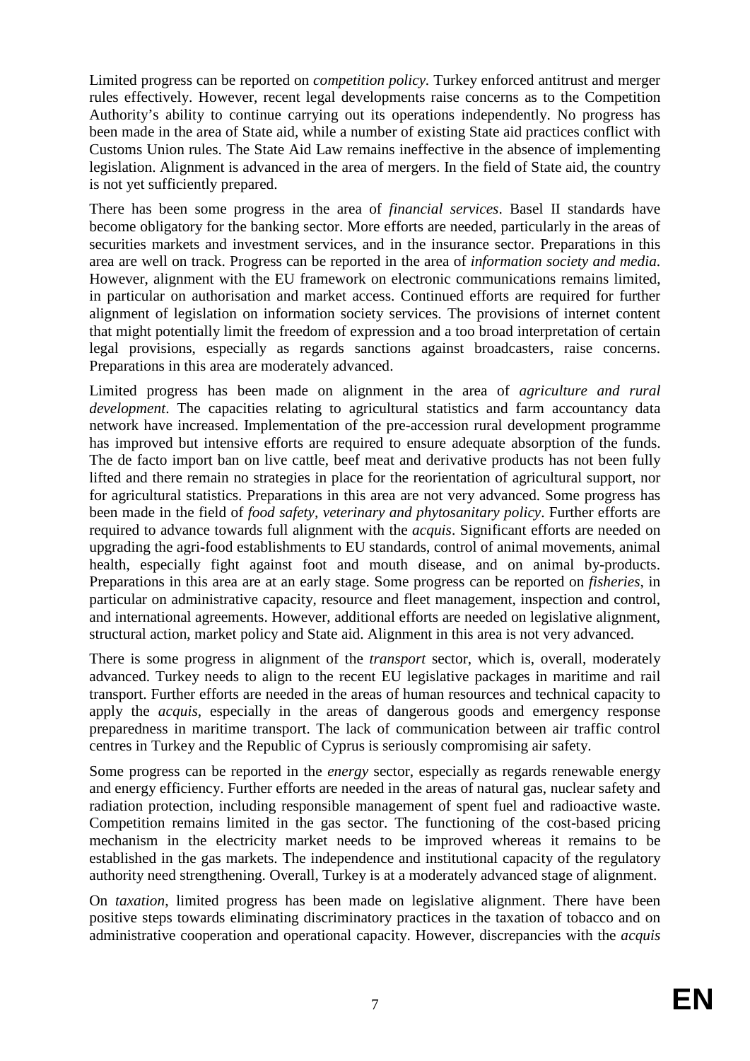Limited progress can be reported on *competition policy.* Turkey enforced antitrust and merger rules effectively. However, recent legal developments raise concerns as to the Competition Authority's ability to continue carrying out its operations independently. No progress has been made in the area of State aid, while a number of existing State aid practices conflict with Customs Union rules. The State Aid Law remains ineffective in the absence of implementing legislation. Alignment is advanced in the area of mergers. In the field of State aid, the country is not yet sufficiently prepared.

There has been some progress in the area of *financial services*. Basel II standards have become obligatory for the banking sector. More efforts are needed, particularly in the areas of securities markets and investment services, and in the insurance sector. Preparations in this area are well on track. Progress can be reported in the area of *information society and media*. However, alignment with the EU framework on electronic communications remains limited, in particular on authorisation and market access. Continued efforts are required for further alignment of legislation on information society services. The provisions of internet content that might potentially limit the freedom of expression and a too broad interpretation of certain legal provisions, especially as regards sanctions against broadcasters, raise concerns. Preparations in this area are moderately advanced.

Limited progress has been made on alignment in the area of *agriculture and rural development*. The capacities relating to agricultural statistics and farm accountancy data network have increased. Implementation of the pre-accession rural development programme has improved but intensive efforts are required to ensure adequate absorption of the funds. The de facto import ban on live cattle, beef meat and derivative products has not been fully lifted and there remain no strategies in place for the reorientation of agricultural support, nor for agricultural statistics. Preparations in this area are not very advanced. Some progress has been made in the field of *food safety, veterinary and phytosanitary policy*. Further efforts are required to advance towards full alignment with the *acquis*. Significant efforts are needed on upgrading the agri-food establishments to EU standards, control of animal movements, animal health, especially fight against foot and mouth disease, and on animal by-products. Preparations in this area are at an early stage. Some progress can be reported on *fisheries*, in particular on administrative capacity, resource and fleet management, inspection and control, and international agreements. However, additional efforts are needed on legislative alignment, structural action, market policy and State aid. Alignment in this area is not very advanced.

There is some progress in alignment of the *transport* sector, which is, overall, moderately advanced. Turkey needs to align to the recent EU legislative packages in maritime and rail transport. Further efforts are needed in the areas of human resources and technical capacity to apply the *acquis*, especially in the areas of dangerous goods and emergency response preparedness in maritime transport. The lack of communication between air traffic control centres in Turkey and the Republic of Cyprus is seriously compromising air safety.

Some progress can be reported in the *energy* sector, especially as regards renewable energy and energy efficiency. Further efforts are needed in the areas of natural gas, nuclear safety and radiation protection, including responsible management of spent fuel and radioactive waste. Competition remains limited in the gas sector. The functioning of the cost-based pricing mechanism in the electricity market needs to be improved whereas it remains to be established in the gas markets. The independence and institutional capacity of the regulatory authority need strengthening. Overall, Turkey is at a moderately advanced stage of alignment.

On *taxation*, limited progress has been made on legislative alignment. There have been positive steps towards eliminating discriminatory practices in the taxation of tobacco and on administrative cooperation and operational capacity. However, discrepancies with the *acquis*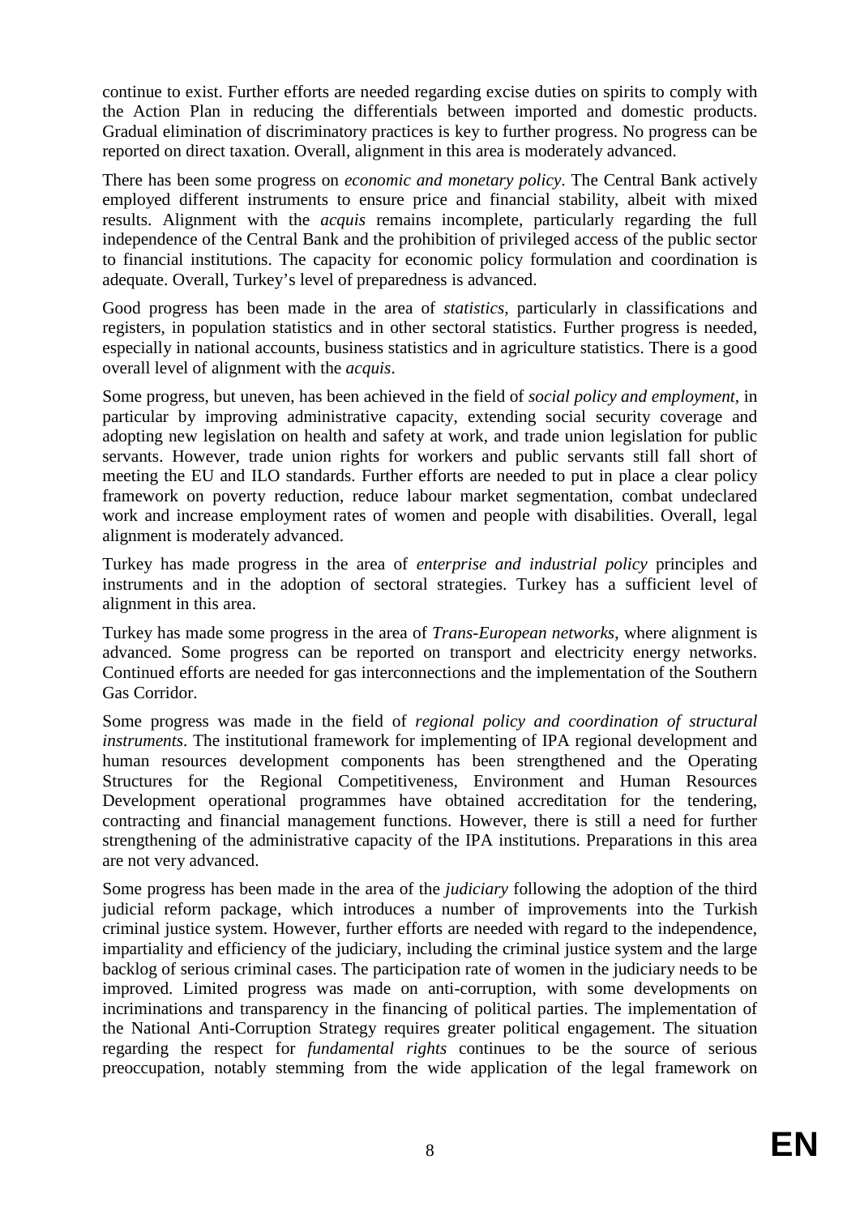continue to exist. Further efforts are needed regarding excise duties on spirits to comply with the Action Plan in reducing the differentials between imported and domestic products. Gradual elimination of discriminatory practices is key to further progress. No progress can be reported on direct taxation. Overall, alignment in this area is moderately advanced.

There has been some progress on *economic and monetary policy*. The Central Bank actively employed different instruments to ensure price and financial stability, albeit with mixed results. Alignment with the *acquis* remains incomplete, particularly regarding the full independence of the Central Bank and the prohibition of privileged access of the public sector to financial institutions. The capacity for economic policy formulation and coordination is adequate. Overall, Turkey's level of preparedness is advanced.

Good progress has been made in the area of *statistics*, particularly in classifications and registers, in population statistics and in other sectoral statistics. Further progress is needed, especially in national accounts, business statistics and in agriculture statistics. There is a good overall level of alignment with the *acquis*.

Some progress, but uneven, has been achieved in the field of *social policy and employment,* in particular by improving administrative capacity, extending social security coverage and adopting new legislation on health and safety at work, and trade union legislation for public servants. However, trade union rights for workers and public servants still fall short of meeting the EU and ILO standards. Further efforts are needed to put in place a clear policy framework on poverty reduction, reduce labour market segmentation, combat undeclared work and increase employment rates of women and people with disabilities. Overall, legal alignment is moderately advanced.

Turkey has made progress in the area of *enterprise and industrial policy* principles and instruments and in the adoption of sectoral strategies. Turkey has a sufficient level of alignment in this area.

Turkey has made some progress in the area of *Trans-European networks*, where alignment is advanced. Some progress can be reported on transport and electricity energy networks. Continued efforts are needed for gas interconnections and the implementation of the Southern Gas Corridor.

Some progress was made in the field of *regional policy and coordination of structural instruments*. The institutional framework for implementing of IPA regional development and human resources development components has been strengthened and the Operating Structures for the Regional Competitiveness, Environment and Human Resources Development operational programmes have obtained accreditation for the tendering, contracting and financial management functions. However, there is still a need for further strengthening of the administrative capacity of the IPA institutions. Preparations in this area are not very advanced.

Some progress has been made in the area of the *judiciary* following the adoption of the third judicial reform package, which introduces a number of improvements into the Turkish criminal justice system. However, further efforts are needed with regard to the independence, impartiality and efficiency of the judiciary, including the criminal justice system and the large backlog of serious criminal cases. The participation rate of women in the judiciary needs to be improved. Limited progress was made on anti-corruption, with some developments on incriminations and transparency in the financing of political parties. The implementation of the National Anti-Corruption Strategy requires greater political engagement. The situation regarding the respect for *fundamental rights* continues to be the source of serious preoccupation, notably stemming from the wide application of the legal framework on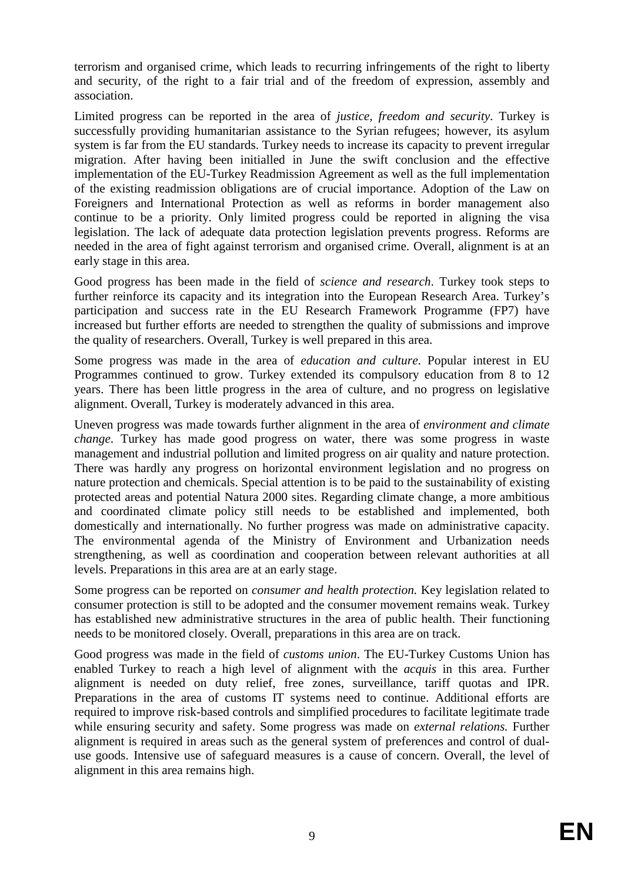terrorism and organised crime, which leads to recurring infringements of the right to liberty and security, of the right to a fair trial and of the freedom of expression, assembly and association.

Limited progress can be reported in the area of *justice, freedom and security*. Turkey is successfully providing humanitarian assistance to the Syrian refugees; however, its asylum system is far from the EU standards. Turkey needs to increase its capacity to prevent irregular migration. After having been initialled in June the swift conclusion and the effective implementation of the EU-Turkey Readmission Agreement as well as the full implementation of the existing readmission obligations are of crucial importance. Adoption of the Law on Foreigners and International Protection as well as reforms in border management also continue to be a priority. Only limited progress could be reported in aligning the visa legislation. The lack of adequate data protection legislation prevents progress. Reforms are needed in the area of fight against terrorism and organised crime. Overall, alignment is at an early stage in this area.

Good progress has been made in the field of *science and research*. Turkey took steps to further reinforce its capacity and its integration into the European Research Area. Turkey's participation and success rate in the EU Research Framework Programme (FP7) have increased but further efforts are needed to strengthen the quality of submissions and improve the quality of researchers. Overall, Turkey is well prepared in this area.

Some progress was made in the area of *education and culture*. Popular interest in EU Programmes continued to grow. Turkey extended its compulsory education from 8 to 12 years. There has been little progress in the area of culture, and no progress on legislative alignment. Overall, Turkey is moderately advanced in this area.

Uneven progress was made towards further alignment in the area of *environment and climate change*. Turkey has made good progress on water, there was some progress in waste management and industrial pollution and limited progress on air quality and nature protection. There was hardly any progress on horizontal environment legislation and no progress on nature protection and chemicals. Special attention is to be paid to the sustainability of existing protected areas and potential Natura 2000 sites. Regarding climate change, a more ambitious and coordinated climate policy still needs to be established and implemented, both domestically and internationally. No further progress was made on administrative capacity. The environmental agenda of the Ministry of Environment and Urbanization needs strengthening, as well as coordination and cooperation between relevant authorities at all levels. Preparations in this area are at an early stage.

Some progress can be reported on *consumer and health protection.* Key legislation related to consumer protection is still to be adopted and the consumer movement remains weak. Turkey has established new administrative structures in the area of public health. Their functioning needs to be monitored closely. Overall, preparations in this area are on track.

Good progress was made in the field of *customs union*. The EU-Turkey Customs Union has enabled Turkey to reach a high level of alignment with the *acquis* in this area. Further alignment is needed on duty relief, free zones, surveillance, tariff quotas and IPR. Preparations in the area of customs IT systems need to continue. Additional efforts are required to improve risk-based controls and simplified procedures to facilitate legitimate trade while ensuring security and safety. Some progress was made on *external relations.* Further alignment is required in areas such as the general system of preferences and control of dual-use goods. Intensive use of safeguard measures is a cause of concern. Overall, the level of alignment in this area remains high.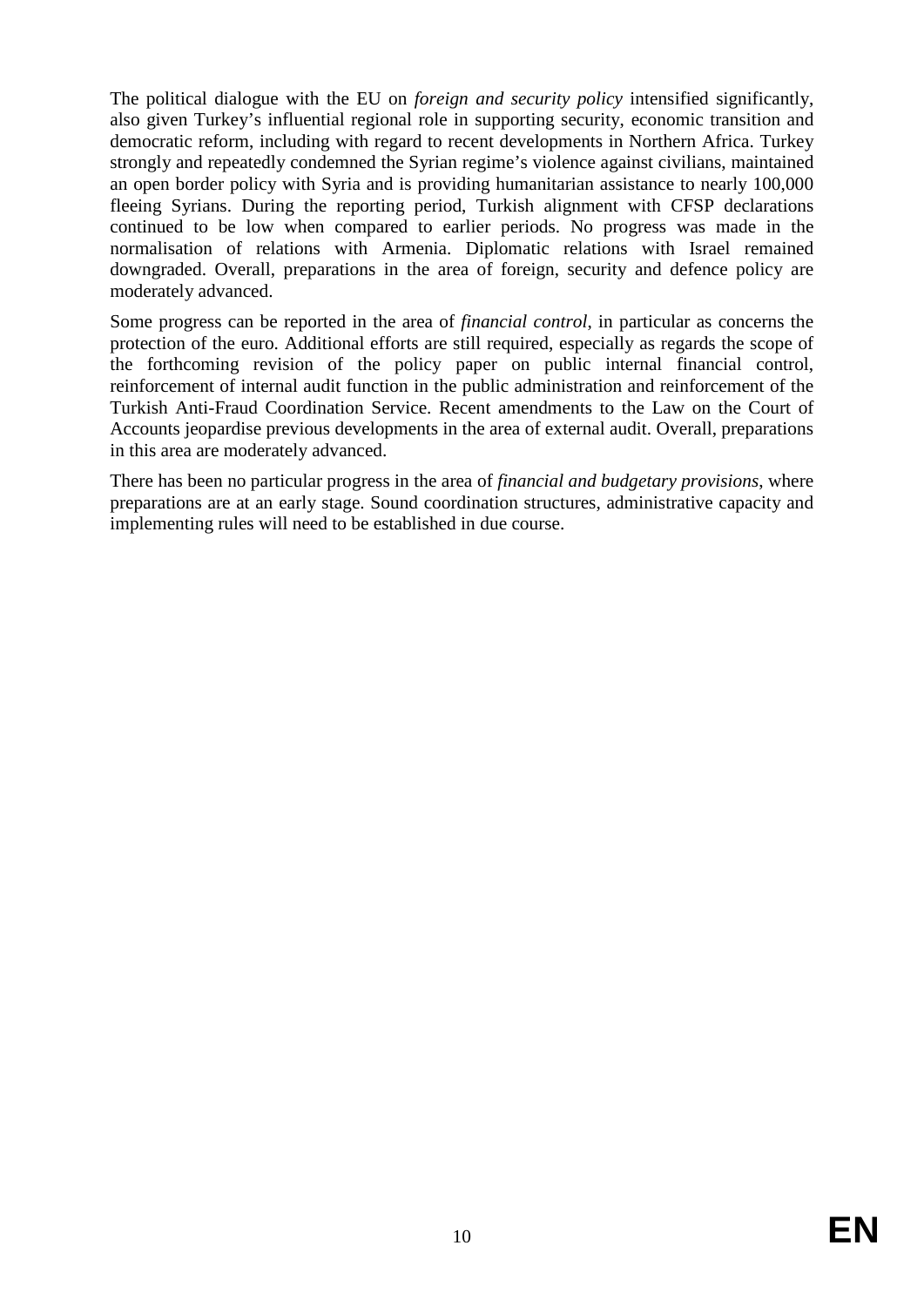The political dialogue with the EU on *foreign and security policy* intensified significantly, also given Turkey's influential regional role in supporting security, economic transition and democratic reform, including with regard to recent developments in Northern Africa. Turkey strongly and repeatedly condemned the Syrian regime's violence against civilians, maintained an open border policy with Syria and is providing humanitarian assistance to nearly 100,000 fleeing Syrians. During the reporting period, Turkish alignment with CFSP declarations continued to be low when compared to earlier periods. No progress was made in the normalisation of relations with Armenia. Diplomatic relations with Israel remained downgraded. Overall, preparations in the area of foreign, security and defence policy are moderately advanced.

Some progress can be reported in the area of *financial control*, in particular as concerns the protection of the euro. Additional efforts are still required, especially as regards the scope of the forthcoming revision of the policy paper on public internal financial control, reinforcement of internal audit function in the public administration and reinforcement of the Turkish Anti-Fraud Coordination Service. Recent amendments to the Law on the Court of Accounts jeopardise previous developments in the area of external audit. Overall, preparations in this area are moderately advanced.

There has been no particular progress in the area of *financial and budgetary provisions*, where preparations are at an early stage. Sound coordination structures, administrative capacity and implementing rules will need to be established in due course.